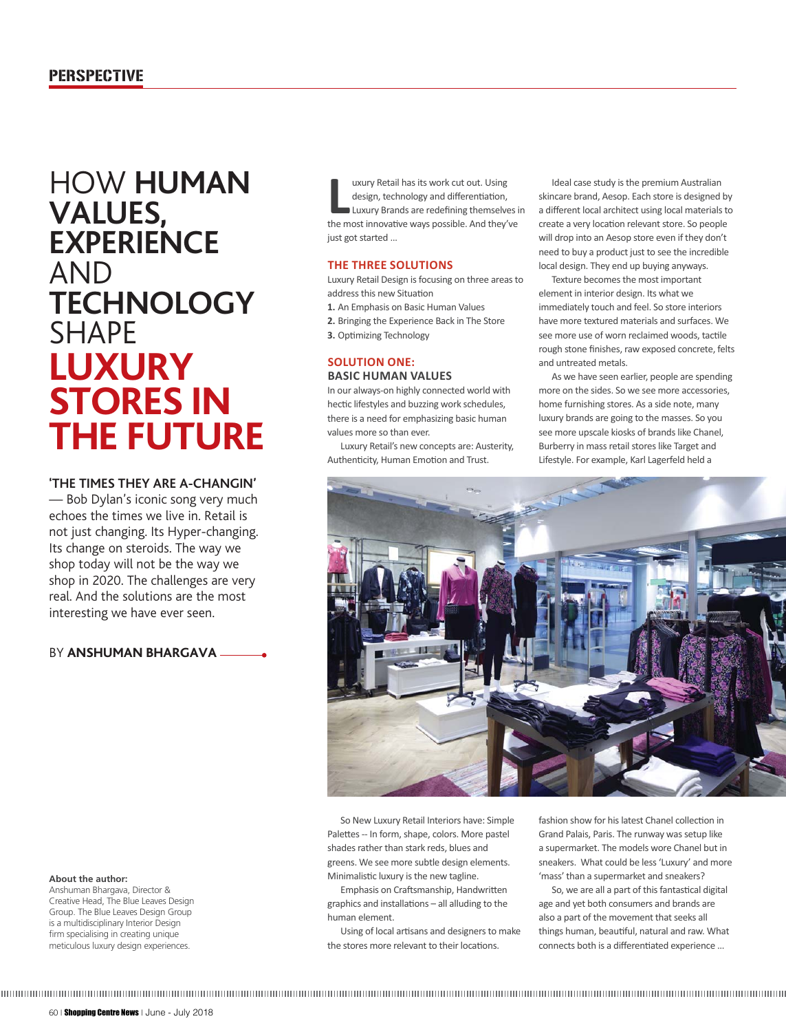PERSPECTIVE

# HOW **HUMAN VALUES, EXPERIENCE** AND **TECHNOLOGY** SHAPE **LUXURY STORES IN THE FUTURE**

**'THE TIMES THEY ARE A-CHANGIN'** — Bob Dylan's iconic song very much echoes the times we live in. Retail is not just changing. Its Hyper-changing. Its change on steroids. The way we shop today will not be the way we shop in 2020. The challenges are very real. And the solutions are the most interesting we have ever seen.

BY **ANSHUMAN BHARGAVA**

**About the author:**
Anshuman Bhargava, Director & Creative Head, The Blue Leaves Design Group. The Blue Leaves Design Group is a multidisciplinary Interior Design firm specialising in creating unique meticulous luxury design experiences.

Luxury Retail has its work cut out. Using design, technology and differentiation, Luxury Brands are redefining themselves in the most innovative ways possible. And they've just got started ...

## THE THREE SOLUTIONS

Luxury Retail Design is focusing on three areas to address this new Situation

**1.** An Emphasis on Basic Human Values
**2.** Bringing the Experience Back in The Store
**3.** Optimizing Technology

## SOLUTION ONE:
### BASIC HUMAN VALUES

In our always-on highly connected world with hectic lifestyles and buzzing work schedules, there is a need for emphasizing basic human values more so than ever.

Luxury Retail's new concepts are: Austerity, Authenticity, Human Emotion and Trust.

Ideal case study is the premium Australian skincare brand, Aesop. Each store is designed by a different local architect using local materials to create a very location relevant store. So people will drop into an Aesop store even if they don't need to buy a product just to see the incredible local design. They end up buying anyways.

Texture becomes the most important element in interior design. Its what we immediately touch and feel. So store interiors have more textured materials and surfaces. We see more use of worn reclaimed woods, tactile rough stone finishes, raw exposed concrete, felts and untreated metals.

As we have seen earlier, people are spending more on the sides. So we see more accessories, home furnishing stores. As a side note, many luxury brands are going to the masses. So you see more upscale kiosks of brands like Chanel, Burberry in mass retail stores like Target and Lifestyle. For example, Karl Lagerfeld held a fashion show for his latest Chanel collection in Grand Palais, Paris. The runway was setup like a supermarket. The models wore Chanel but in sneakers. What could be less 'Luxury' and more 'mass' than a supermarket and sneakers?

So, we are all a part of this fantastical digital age and yet both consumers and brands are also a part of the movement that seeks all things human, beautiful, natural and raw. What connects both is a differentiated experience ...

So New Luxury Retail Interiors have: Simple Palettes -- In form, shape, colors. More pastel shades rather than stark reds, blues and greens. We see more subtle design elements. Minimalistic luxury is the new tagline.

Emphasis on Craftsmanship, Handwritten graphics and installations – all alluding to the human element.

Using of local artisans and designers to make the stores more relevant to their locations.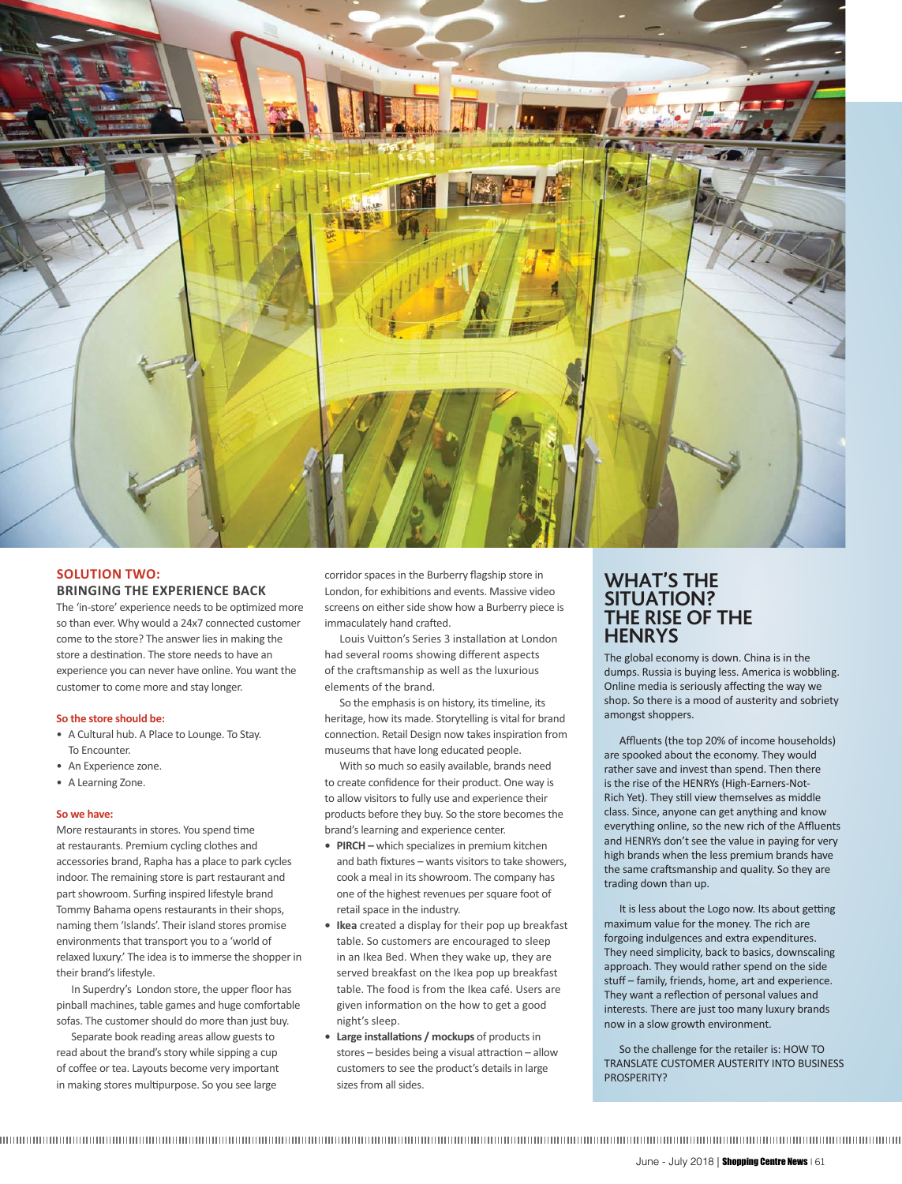## SOLUTION TWO:
### BRINGING THE EXPERIENCE BACK

The 'in-store' experience needs to be optimized more so than ever. Why would a 24x7 connected customer come to the store? The answer lies in making the store a destination. The store needs to have an experience you can never have online. You want the customer to come more and stay longer.

**So the store should be:**

- A Cultural hub. A Place to Lounge. To Stay. To Encounter.
- An Experience zone.
- A Learning Zone.

**So we have:**

More restaurants in stores. You spend time at restaurants. Premium cycling clothes and accessories brand, Rapha has a place to park cycles indoor. The remaining store is part restaurant and part showroom. Surfing inspired lifestyle brand Tommy Bahama opens restaurants in their shops, naming them 'Islands'. Their island stores promise environments that transport you to a 'world of relaxed luxury.' The idea is to immerse the shopper in their brand's lifestyle.

In Superdry's London store, the upper floor has pinball machines, table games and huge comfortable sofas. The customer should do more than just buy.

Separate book reading areas allow guests to read about the brand's story while sipping a cup of coffee or tea. Layouts become very important in making stores multipurpose. So you see large corridor spaces in the Burberry flagship store in London, for exhibitions and events. Massive video screens on either side show how a Burberry piece is immaculately hand crafted.

Louis Vuitton's Series 3 installation at London had several rooms showing different aspects of the craftsmanship as well as the luxurious elements of the brand.

So the emphasis is on history, its timeline, its heritage, how its made. Storytelling is vital for brand connection. Retail Design now takes inspiration from museums that have long educated people.

With so much so easily available, brands need to create confidence for their product. One way is to allow visitors to fully use and experience their products before they buy. So the store becomes the brand's learning and experience center.

- **PIRCH –** which specializes in premium kitchen and bath fixtures – wants visitors to take showers, cook a meal in its showroom. The company has one of the highest revenues per square foot of retail space in the industry.
- **Ikea** created a display for their pop up breakfast table. So customers are encouraged to sleep in an Ikea Bed. When they wake up, they are served breakfast on the Ikea pop up breakfast table. The food is from the Ikea café. Users are given information on the how to get a good night's sleep.
- **Large installations / mockups** of products in stores – besides being a visual attraction – allow customers to see the product's details in large sizes from all sides.

## WHAT'S THE SITUATION? THE RISE OF THE HENRYS

The global economy is down. China is in the dumps. Russia is buying less. America is wobbling. Online media is seriously affecting the way we shop. So there is a mood of austerity and sobriety amongst shoppers.

Affluents (the top 20% of income households) are spooked about the economy. They would rather save and invest than spend. Then there is the rise of the HENRYs (High-Earners-Not-Rich Yet). They still view themselves as middle class. Since, anyone can get anything and know everything online, so the new rich of the Affluents and HENRYs don't see the value in paying for very high brands when the less premium brands have the same craftsmanship and quality. So they are trading down than up.

It is less about the Logo now. Its about getting maximum value for the money. The rich are forgoing indulgences and extra expenditures. They need simplicity, back to basics, downscaling approach. They would rather spend on the side stuff – family, friends, home, art and experience. They want a reflection of personal values and interests. There are just too many luxury brands now in a slow growth environment.

So the challenge for the retailer is: HOW TO TRANSLATE CUSTOMER AUSTERITY INTO BUSINESS PROSPERITY?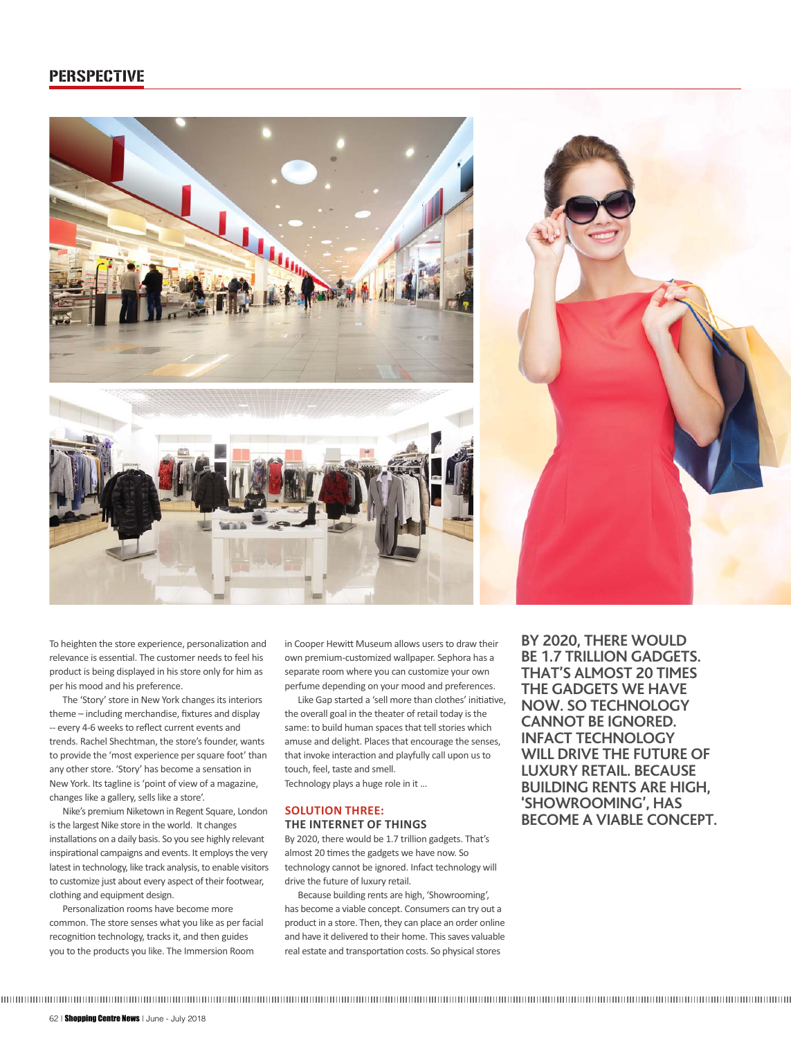To heighten the store experience, personalization and relevance is essential. The customer needs to feel his product is being displayed in his store only for him as per his mood and his preference.

The 'Story' store in New York changes its interiors theme – including merchandise, fixtures and display -- every 4-6 weeks to reflect current events and trends. Rachel Shechtman, the store's founder, wants to provide the 'most experience per square foot' than any other store. 'Story' has become a sensation in New York. Its tagline is 'point of view of a magazine, changes like a gallery, sells like a store'.

Nike's premium Niketown in Regent Square, London is the largest Nike store in the world. It changes installations on a daily basis. So you see highly relevant inspirational campaigns and events. It employs the very latest in technology, like track analysis, to enable visitors to customize just about every aspect of their footwear, clothing and equipment design.

Personalization rooms have become more common. The store senses what you like as per facial recognition technology, tracks it, and then guides you to the products you like. The Immersion Room in Cooper Hewitt Museum allows users to draw their own premium-customized wallpaper. Sephora has a separate room where you can customize your own perfume depending on your mood and preferences.

Like Gap started a 'sell more than clothes' initiative, the overall goal in the theater of retail today is the same: to build human spaces that tell stories which amuse and delight. Places that encourage the senses, that invoke interaction and playfully call upon us to touch, feel, taste and smell.

Technology plays a huge role in it ...

## SOLUTION THREE:
### THE INTERNET OF THINGS

By 2020, there would be 1.7 trillion gadgets. That's almost 20 times the gadgets we have now. So technology cannot be ignored. Infact technology will drive the future of luxury retail.

Because building rents are high, 'Showrooming', has become a viable concept. Consumers can try out a product in a store. Then, they can place an order online and have it delivered to their home. This saves valuable real estate and transportation costs. So physical stores

**BY 2020, THERE WOULD BE 1.7 TRILLION GADGETS. THAT'S ALMOST 20 TIMES THE GADGETS WE HAVE NOW. SO TECHNOLOGY CANNOT BE IGNORED. INFACT TECHNOLOGY WILL DRIVE THE FUTURE OF LUXURY RETAIL. BECAUSE BUILDING RENTS ARE HIGH, 'SHOWROOMING', HAS BECOME A VIABLE CONCEPT.**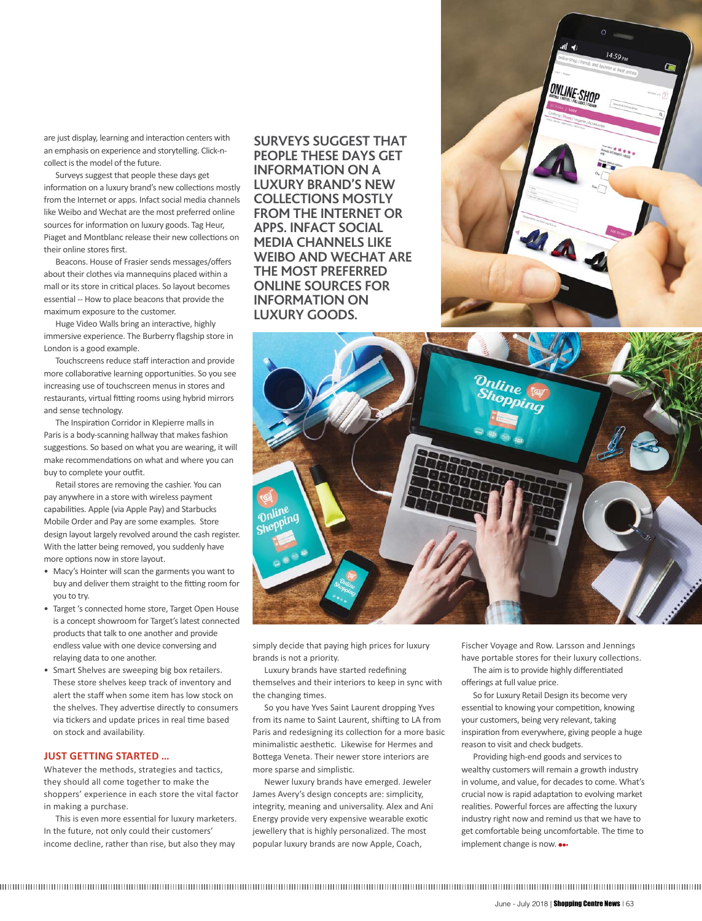are just display, learning and interaction centers with an emphasis on experience and storytelling. Click-n-collect is the model of the future.

Surveys suggest that people these days get information on a luxury brand's new collections mostly from the Internet or apps. Infact social media channels like Weibo and Wechat are the most preferred online sources for information on luxury goods. Tag Heur, Piaget and Montblanc release their new collections on their online stores first.

Beacons. House of Frasier sends messages/offers about their clothes via mannequins placed within a mall or its store in critical places. So layout becomes essential -- How to place beacons that provide the maximum exposure to the customer.

Huge Video Walls bring an interactive, highly immersive experience. The Burberry flagship store in London is a good example.

Touchscreens reduce staff interaction and provide more collaborative learning opportunities. So you see increasing use of touchscreen menus in stores and restaurants, virtual fitting rooms using hybrid mirrors and sense technology.

The Inspiration Corridor in Klepierre malls in Paris is a body-scanning hallway that makes fashion suggestions. So based on what you are wearing, it will make recommendations on what and where you can buy to complete your outfit.

Retail stores are removing the cashier. You can pay anywhere in a store with wireless payment capabilities. Apple (via Apple Pay) and Starbucks Mobile Order and Pay are some examples. Store design layout largely revolved around the cash register. With the latter being removed, you suddenly have more options now in store layout.

- Macy's Hointer will scan the garments you want to buy and deliver them straight to the fitting room for you to try.
- Target 's connected home store, Target Open House is a concept showroom for Target's latest connected products that talk to one another and provide endless value with one device conversing and relaying data to one another.
- Smart Shelves are sweeping big box retailers. These store shelves keep track of inventory and alert the staff when some item has low stock on the shelves. They advertise directly to consumers via tickers and update prices in real time based on stock and availability.

## JUST GETTING STARTED ...

Whatever the methods, strategies and tactics, they should all come together to make the shoppers' experience in each store the vital factor in making a purchase.

This is even more essential for luxury marketers. In the future, not only could their customers' income decline, rather than rise, but also they may simply decide that paying high prices for luxury brands is not a priority.

Luxury brands have started redefining themselves and their interiors to keep in sync with the changing times.

So you have Yves Saint Laurent dropping Yves from its name to Saint Laurent, shifting to LA from Paris and redesigning its collection for a more basic minimalistic aesthetic. Likewise for Hermes and Bottega Veneta. Their newer store interiors are more sparse and simplistic.

Newer luxury brands have emerged. Jeweler James Avery's design concepts are: simplicity, integrity, meaning and universality. Alex and Ani Energy provide very expensive wearable exotic jewellery that is highly personalized. The most popular luxury brands are now Apple, Coach, Fischer Voyage and Row. Larsson and Jennings have portable stores for their luxury collections.

The aim is to provide highly differentiated offerings at full value price.

So for Luxury Retail Design its become very essential to knowing your competition, knowing your customers, being very relevant, taking inspiration from everywhere, giving people a huge reason to visit and check budgets.

Providing high-end goods and services to wealthy customers will remain a growth industry in volume, and value, for decades to come. What's crucial now is rapid adaptation to evolving market realities. Powerful forces are affecting the luxury industry right now and remind us that we have to get comfortable being uncomfortable. The time to implement change is now.

**SURVEYS SUGGEST THAT PEOPLE THESE DAYS GET INFORMATION ON A LUXURY BRAND'S NEW COLLECTIONS MOSTLY FROM THE INTERNET OR APPS. INFACT SOCIAL MEDIA CHANNELS LIKE WEIBO AND WECHAT ARE THE MOST PREFERRED ONLINE SOURCES FOR INFORMATION ON LUXURY GOODS.**